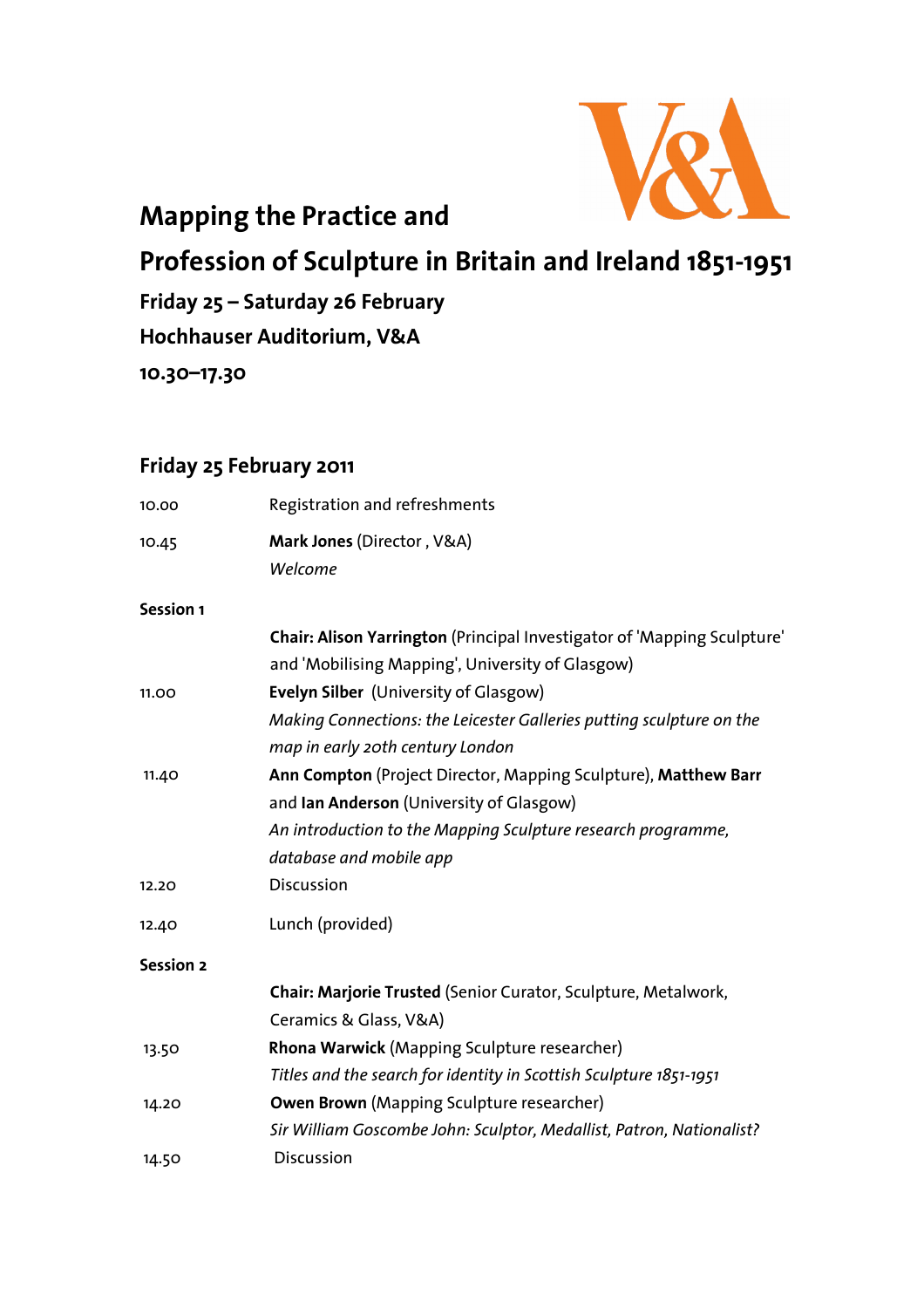# Mapping the Practice and Profession of Sculpture in Britain and Ireland 1851-1951

**Friday 25 – Saturday 26 February**

**Hochhauser Auditorium, V&A**

**10.30–17.30**

## Friday 25 February 2011

| | |
|---|---|
| 10.00 | Registration and refreshments |
| 10.45 | **Mark Jones** (Director , V&A)<br>*Welcome* |
| **Session 1** | |
| | **Chair: Alison Yarrington** (Principal Investigator of 'Mapping Sculpture' and 'Mobilising Mapping', University of Glasgow) |
| 11.00 | **Evelyn Silber** (University of Glasgow)<br>*Making Connections: the Leicester Galleries putting sculpture on the map in early 20th century London* |
| 11.40 | **Ann Compton** (Project Director, Mapping Sculpture), **Matthew Barr** and **Ian Anderson** (University of Glasgow)<br>*An introduction to the Mapping Sculpture research programme, database and mobile app* |
| 12.20 | Discussion |
| 12.40 | Lunch (provided) |
| **Session 2** | |
| | **Chair: Marjorie Trusted** (Senior Curator, Sculpture, Metalwork, Ceramics & Glass, V&A) |
| 13.50 | **Rhona Warwick** (Mapping Sculpture researcher)<br>*Titles and the search for identity in Scottish Sculpture 1851-1951* |
| 14.20 | **Owen Brown** (Mapping Sculpture researcher)<br>*Sir William Goscombe John: Sculptor, Medallist, Patron, Nationalist?* |
| 14.50 | Discussion |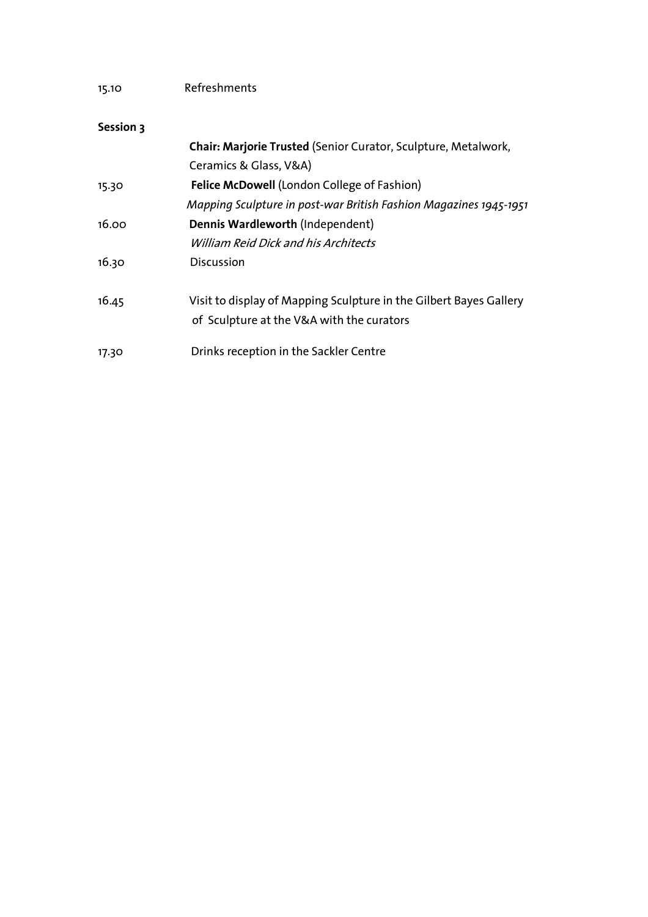15.10 Refreshments

**Session 3**

**Chair: Marjorie Trusted** (Senior Curator, Sculpture, Metalwork, Ceramics & Glass, V&A)

15.30 **Felice McDowell** (London College of Fashion)
*Mapping Sculpture in post-war British Fashion Magazines 1945-1951*

16.00 **Dennis Wardleworth** (Independent)
*William Reid Dick and his Architects*

16.30 Discussion

16.45 Visit to display of Mapping Sculpture in the Gilbert Bayes Gallery of Sculpture at the V&A with the curators

17.30 Drinks reception in the Sackler Centre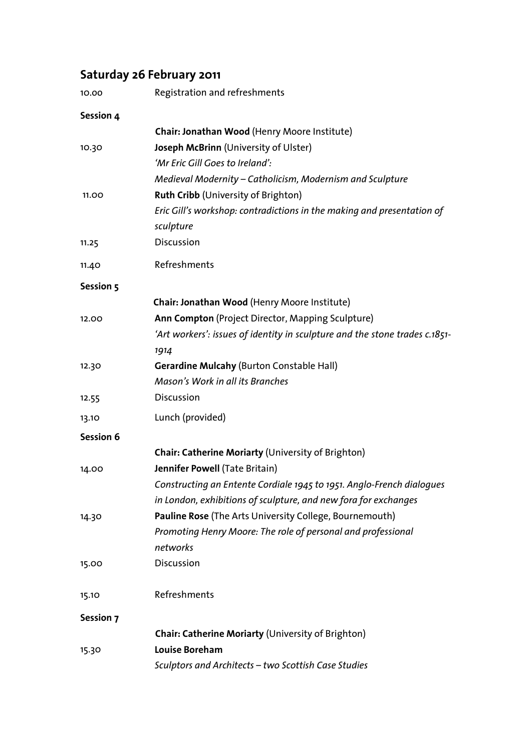## Saturday 26 February 2011

| | |
|---|---|
| 10.00 | Registration and refreshments |

**Session 4**

| | |
|---|---|
| | **Chair: Jonathan Wood** (Henry Moore Institute) |
| 10.30 | **Joseph McBrinn** (University of Ulster)<br>*'Mr Eric Gill Goes to Ireland':*<br>*Medieval Modernity – Catholicism, Modernism and Sculpture* |
| 11.00 | **Ruth Cribb** (University of Brighton)<br>*Eric Gill's workshop: contradictions in the making and presentation of sculpture* |
| 11.25 | Discussion |
| 11.40 | Refreshments |

**Session 5**

| | |
|---|---|
| | **Chair: Jonathan Wood** (Henry Moore Institute) |
| 12.00 | **Ann Compton** (Project Director, Mapping Sculpture)<br>*'Art workers': issues of identity in sculpture and the stone trades c.1851-1914* |
| 12.30 | **Gerardine Mulcahy** (Burton Constable Hall)<br>*Mason's Work in all its Branches* |
| 12.55 | Discussion |
| 13.10 | Lunch (provided) |

**Session 6**

| | |
|---|---|
| | **Chair: Catherine Moriarty** (University of Brighton) |
| 14.00 | **Jennifer Powell** (Tate Britain)<br>*Constructing an Entente Cordiale 1945 to 1951. Anglo-French dialogues in London, exhibitions of sculpture, and new fora for exchanges* |
| 14.30 | **Pauline Rose** (The Arts University College, Bournemouth)<br>*Promoting Henry Moore: The role of personal and professional networks* |
| 15.00 | Discussion |
| 15.10 | Refreshments |

**Session 7**

| | |
|---|---|
| | **Chair: Catherine Moriarty** (University of Brighton) |
| 15.30 | **Louise Boreham**<br>*Sculptors and Architects – two Scottish Case Studies* |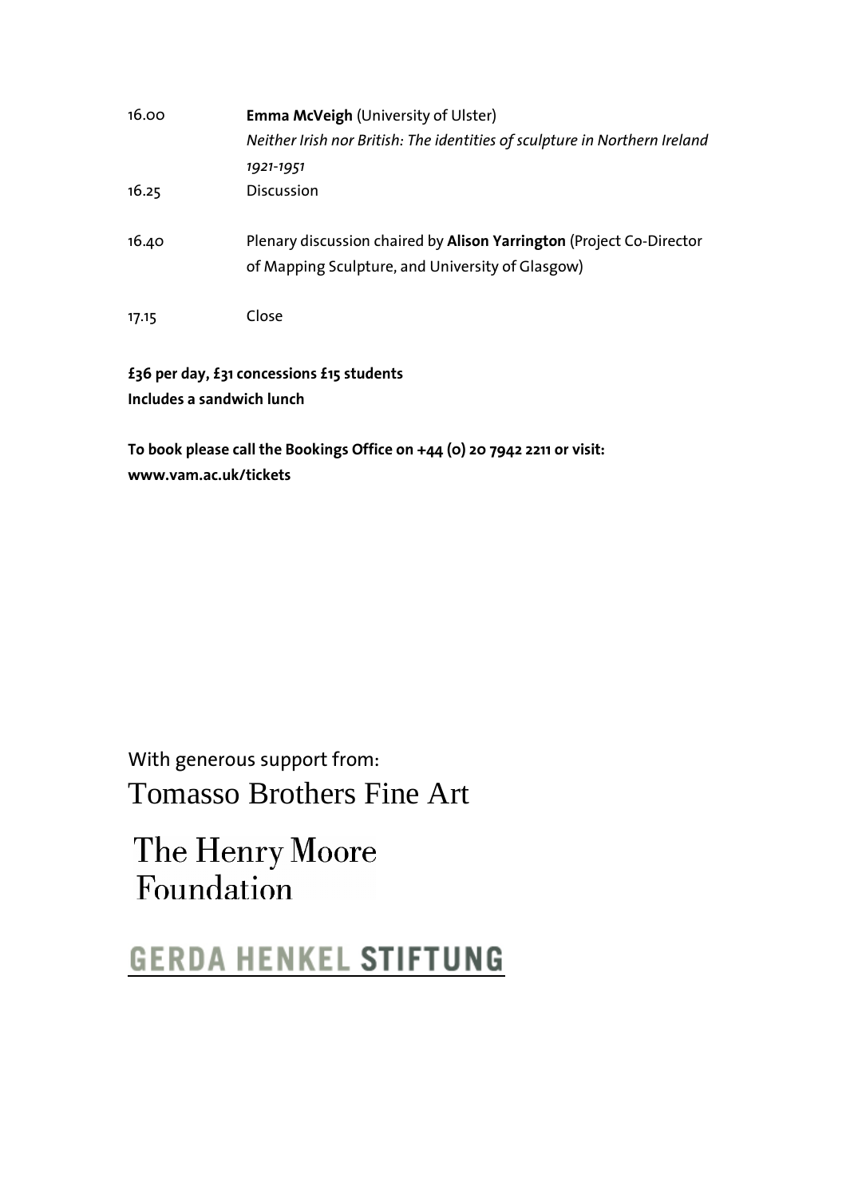| | |
|---|---|
| 16.00 | **Emma McVeigh** (University of Ulster)<br>*Neither Irish nor British: The identities of sculpture in Northern Ireland 1921-1951* |
| 16.25 | Discussion |
| 16.40 | Plenary discussion chaired by **Alison Yarrington** (Project Co-Director of Mapping Sculpture, and University of Glasgow) |
| 17.15 | Close |

**£36 per day, £31 concessions £15 students**
**Includes a sandwich lunch**

**To book please call the Bookings Office on +44 (0) 20 7942 2211 or visit: www.vam.ac.uk/tickets**

With generous support from:

Tomasso Brothers Fine Art

The Henry Moore Foundation

GERDA HENKEL STIFTUNG